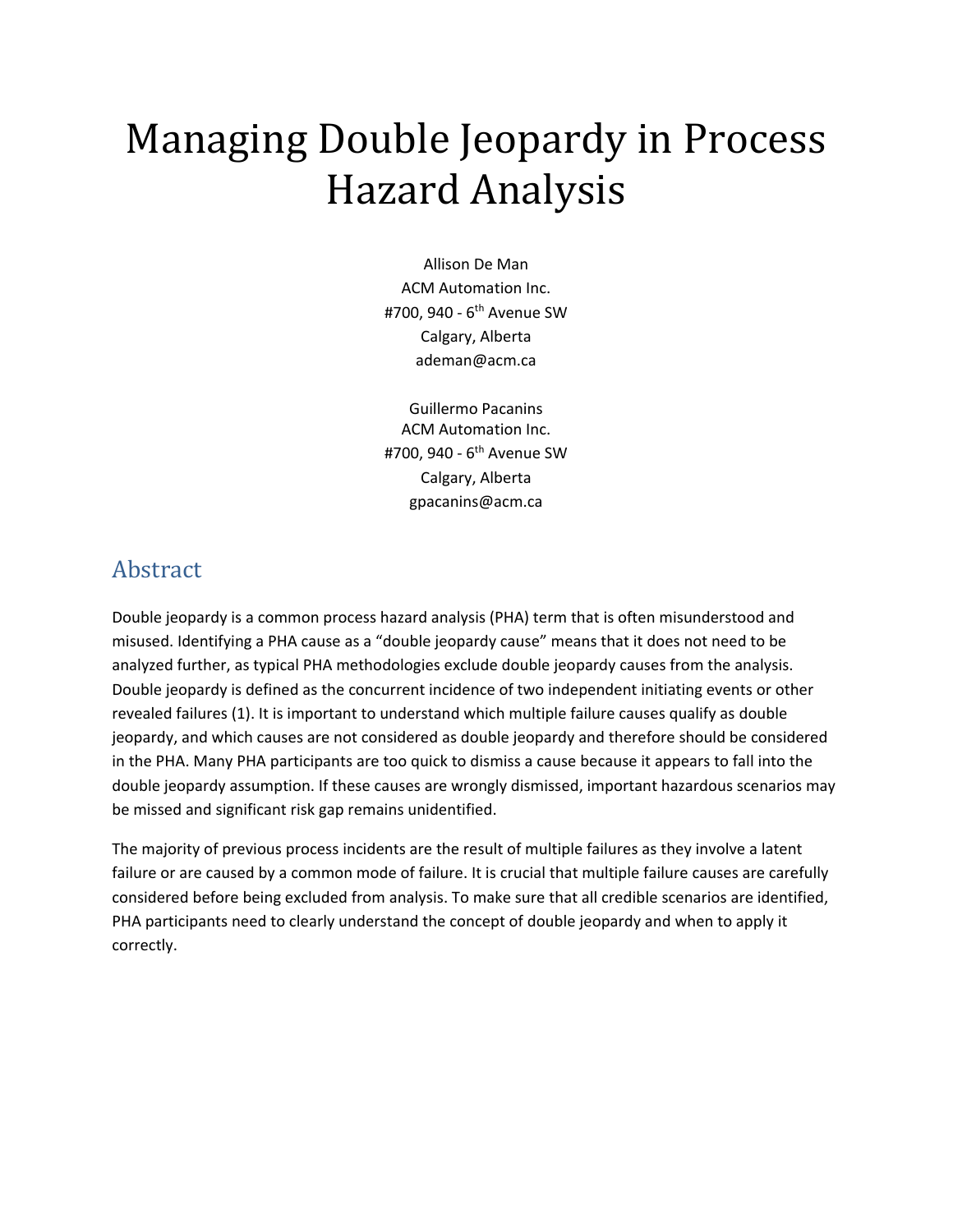# Managing Double Jeopardy in Process Hazard Analysis

Allison De Man
ACM Automation Inc.
#700, 940 - 6th Avenue SW
Calgary, Alberta
ademan@acm.ca

Guillermo Pacanins
ACM Automation Inc.
#700, 940 - 6th Avenue SW
Calgary, Alberta
gpacanins@acm.ca

## Abstract

Double jeopardy is a common process hazard analysis (PHA) term that is often misunderstood and misused. Identifying a PHA cause as a "double jeopardy cause" means that it does not need to be analyzed further, as typical PHA methodologies exclude double jeopardy causes from the analysis. Double jeopardy is defined as the concurrent incidence of two independent initiating events or other revealed failures (1). It is important to understand which multiple failure causes qualify as double jeopardy, and which causes are not considered as double jeopardy and therefore should be considered in the PHA. Many PHA participants are too quick to dismiss a cause because it appears to fall into the double jeopardy assumption. If these causes are wrongly dismissed, important hazardous scenarios may be missed and significant risk gap remains unidentified.

The majority of previous process incidents are the result of multiple failures as they involve a latent failure or are caused by a common mode of failure. It is crucial that multiple failure causes are carefully considered before being excluded from analysis. To make sure that all credible scenarios are identified, PHA participants need to clearly understand the concept of double jeopardy and when to apply it correctly.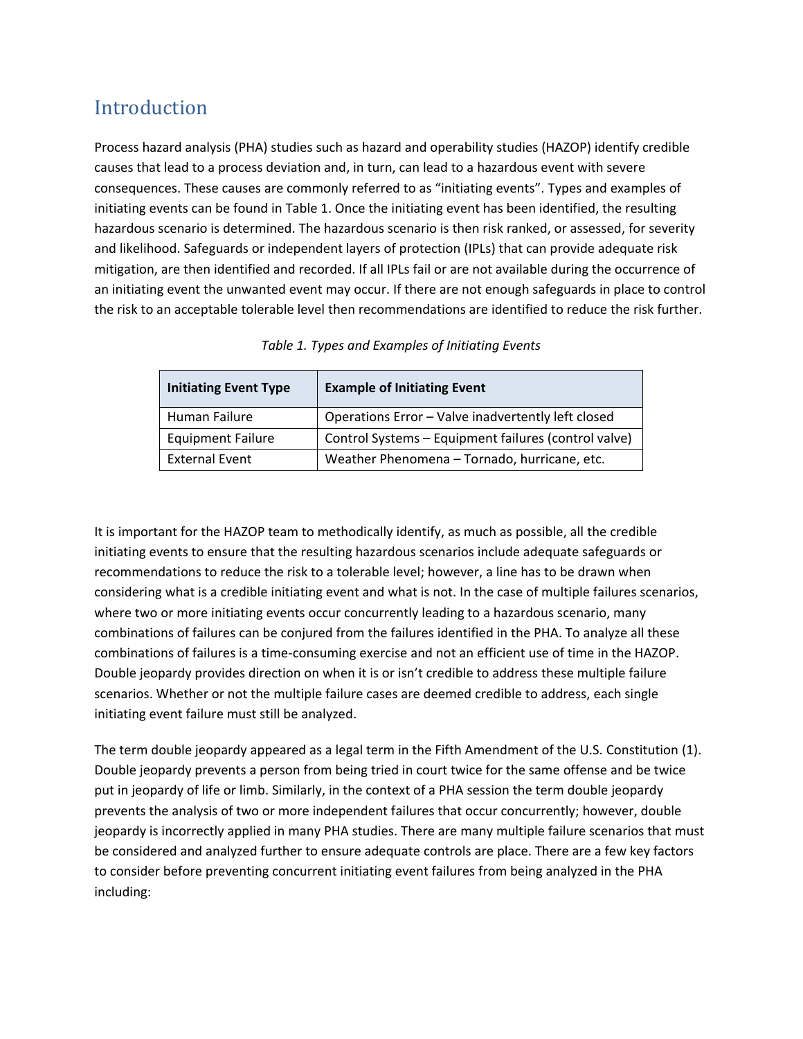# Introduction

Process hazard analysis (PHA) studies such as hazard and operability studies (HAZOP) identify credible causes that lead to a process deviation and, in turn, can lead to a hazardous event with severe consequences. These causes are commonly referred to as "initiating events". Types and examples of initiating events can be found in Table 1. Once the initiating event has been identified, the resulting hazardous scenario is determined. The hazardous scenario is then risk ranked, or assessed, for severity and likelihood. Safeguards or independent layers of protection (IPLs) that can provide adequate risk mitigation, are then identified and recorded. If all IPLs fail or are not available during the occurrence of an initiating event the unwanted event may occur. If there are not enough safeguards in place to control the risk to an acceptable tolerable level then recommendations are identified to reduce the risk further.

*Table 1. Types and Examples of Initiating Events*

| Initiating Event Type | Example of Initiating Event |
|---|---|
| Human Failure | Operations Error – Valve inadvertently left closed |
| Equipment Failure | Control Systems – Equipment failures (control valve) |
| External Event | Weather Phenomena – Tornado, hurricane, etc. |

It is important for the HAZOP team to methodically identify, as much as possible, all the credible initiating events to ensure that the resulting hazardous scenarios include adequate safeguards or recommendations to reduce the risk to a tolerable level; however, a line has to be drawn when considering what is a credible initiating event and what is not. In the case of multiple failures scenarios, where two or more initiating events occur concurrently leading to a hazardous scenario, many combinations of failures can be conjured from the failures identified in the PHA. To analyze all these combinations of failures is a time-consuming exercise and not an efficient use of time in the HAZOP. Double jeopardy provides direction on when it is or isn't credible to address these multiple failure scenarios. Whether or not the multiple failure cases are deemed credible to address, each single initiating event failure must still be analyzed.

The term double jeopardy appeared as a legal term in the Fifth Amendment of the U.S. Constitution (1). Double jeopardy prevents a person from being tried in court twice for the same offense and be twice put in jeopardy of life or limb. Similarly, in the context of a PHA session the term double jeopardy prevents the analysis of two or more independent failures that occur concurrently; however, double jeopardy is incorrectly applied in many PHA studies. There are many multiple failure scenarios that must be considered and analyzed further to ensure adequate controls are place. There are a few key factors to consider before preventing concurrent initiating event failures from being analyzed in the PHA including: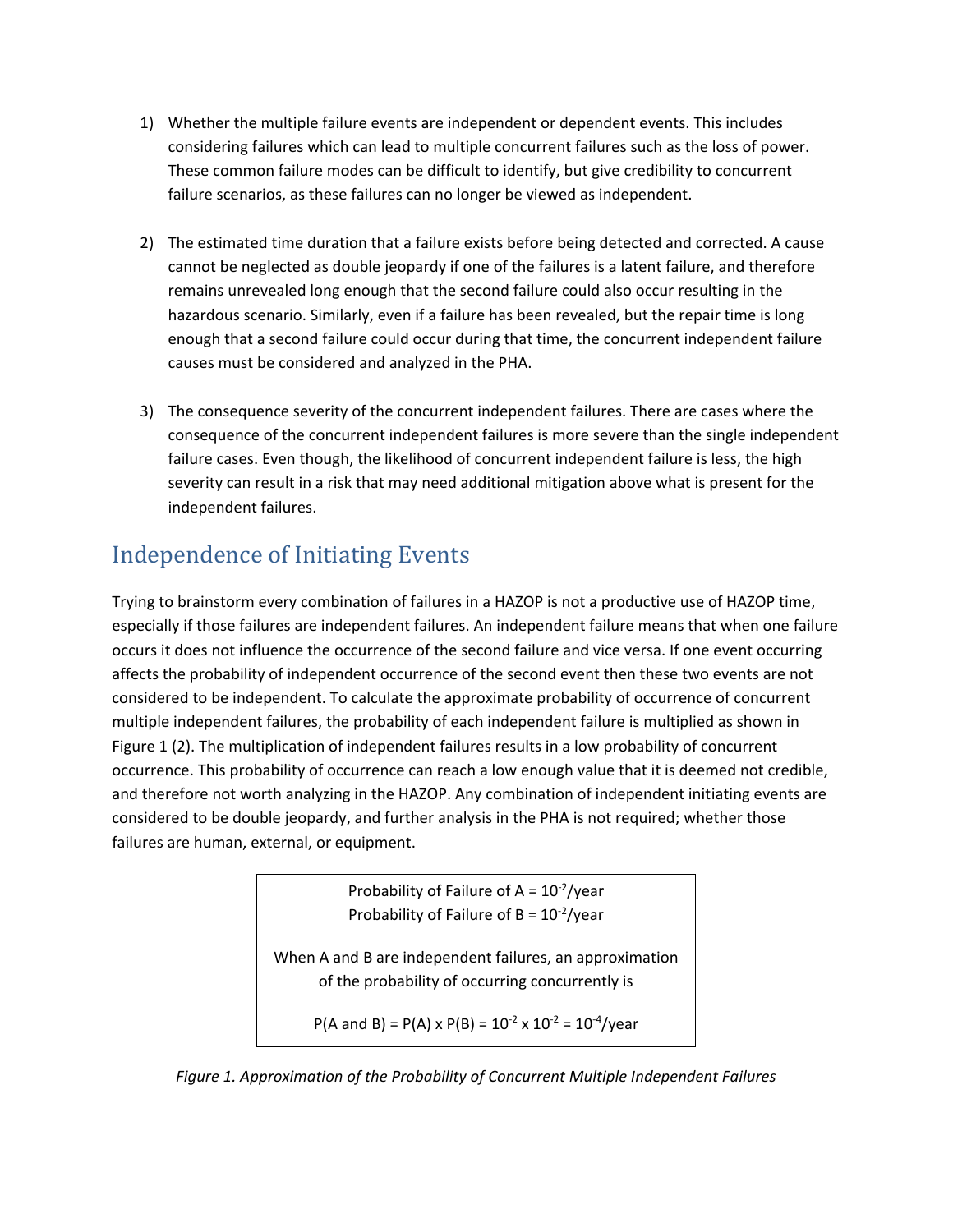1) Whether the multiple failure events are independent or dependent events. This includes considering failures which can lead to multiple concurrent failures such as the loss of power. These common failure modes can be difficult to identify, but give credibility to concurrent failure scenarios, as these failures can no longer be viewed as independent.

2) The estimated time duration that a failure exists before being detected and corrected. A cause cannot be neglected as double jeopardy if one of the failures is a latent failure, and therefore remains unrevealed long enough that the second failure could also occur resulting in the hazardous scenario. Similarly, even if a failure has been revealed, but the repair time is long enough that a second failure could occur during that time, the concurrent independent failure causes must be considered and analyzed in the PHA.

3) The consequence severity of the concurrent independent failures. There are cases where the consequence of the concurrent independent failures is more severe than the single independent failure cases. Even though, the likelihood of concurrent independent failure is less, the high severity can result in a risk that may need additional mitigation above what is present for the independent failures.

## Independence of Initiating Events

Trying to brainstorm every combination of failures in a HAZOP is not a productive use of HAZOP time, especially if those failures are independent failures. An independent failure means that when one failure occurs it does not influence the occurrence of the second failure and vice versa. If one event occurring affects the probability of independent occurrence of the second event then these two events are not considered to be independent. To calculate the approximate probability of occurrence of concurrent multiple independent failures, the probability of each independent failure is multiplied as shown in Figure 1 (2). The multiplication of independent failures results in a low probability of concurrent occurrence. This probability of occurrence can reach a low enough value that it is deemed not credible, and therefore not worth analyzing in the HAZOP. Any combination of independent initiating events are considered to be double jeopardy, and further analysis in the PHA is not required; whether those failures are human, external, or equipment.

Probability of Failure of A = $10^{-2}$/year
Probability of Failure of B = $10^{-2}$/year

When A and B are independent failures, an approximation of the probability of occurring concurrently is

$$P(A \text{ and } B) = P(A) \times P(B) = 10^{-2} \times 10^{-2} = 10^{-4}/\text{year}$$

*Figure 1. Approximation of the Probability of Concurrent Multiple Independent Failures*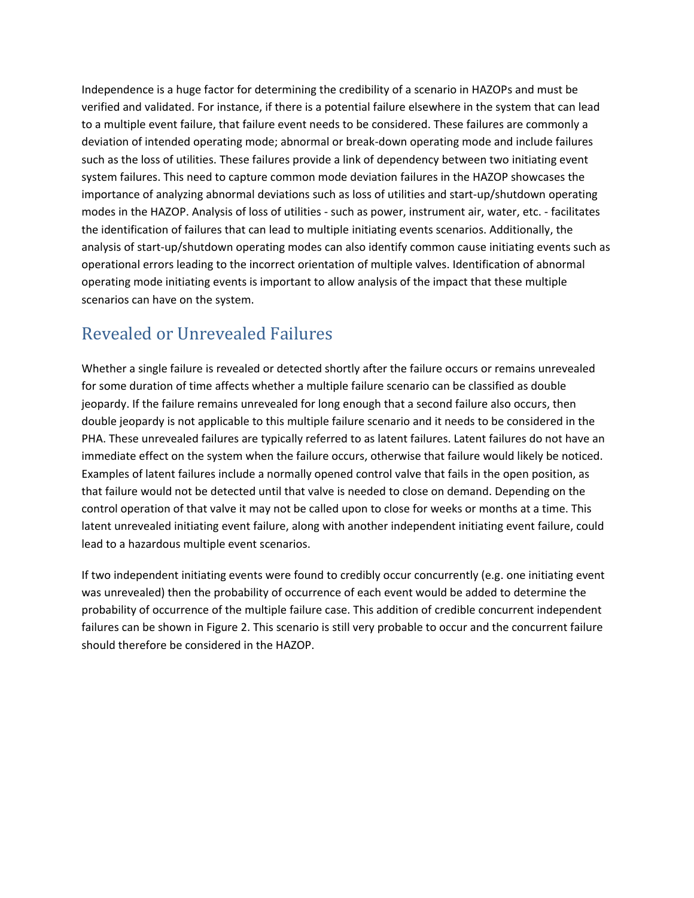Independence is a huge factor for determining the credibility of a scenario in HAZOPs and must be verified and validated. For instance, if there is a potential failure elsewhere in the system that can lead to a multiple event failure, that failure event needs to be considered. These failures are commonly a deviation of intended operating mode; abnormal or break-down operating mode and include failures such as the loss of utilities. These failures provide a link of dependency between two initiating event system failures. This need to capture common mode deviation failures in the HAZOP showcases the importance of analyzing abnormal deviations such as loss of utilities and start-up/shutdown operating modes in the HAZOP. Analysis of loss of utilities - such as power, instrument air, water, etc. - facilitates the identification of failures that can lead to multiple initiating events scenarios. Additionally, the analysis of start-up/shutdown operating modes can also identify common cause initiating events such as operational errors leading to the incorrect orientation of multiple valves. Identification of abnormal operating mode initiating events is important to allow analysis of the impact that these multiple scenarios can have on the system.

## Revealed or Unrevealed Failures

Whether a single failure is revealed or detected shortly after the failure occurs or remains unrevealed for some duration of time affects whether a multiple failure scenario can be classified as double jeopardy. If the failure remains unrevealed for long enough that a second failure also occurs, then double jeopardy is not applicable to this multiple failure scenario and it needs to be considered in the PHA. These unrevealed failures are typically referred to as latent failures. Latent failures do not have an immediate effect on the system when the failure occurs, otherwise that failure would likely be noticed. Examples of latent failures include a normally opened control valve that fails in the open position, as that failure would not be detected until that valve is needed to close on demand. Depending on the control operation of that valve it may not be called upon to close for weeks or months at a time. This latent unrevealed initiating event failure, along with another independent initiating event failure, could lead to a hazardous multiple event scenarios.

If two independent initiating events were found to credibly occur concurrently (e.g. one initiating event was unrevealed) then the probability of occurrence of each event would be added to determine the probability of occurrence of the multiple failure case. This addition of credible concurrent independent failures can be shown in Figure 2. This scenario is still very probable to occur and the concurrent failure should therefore be considered in the HAZOP.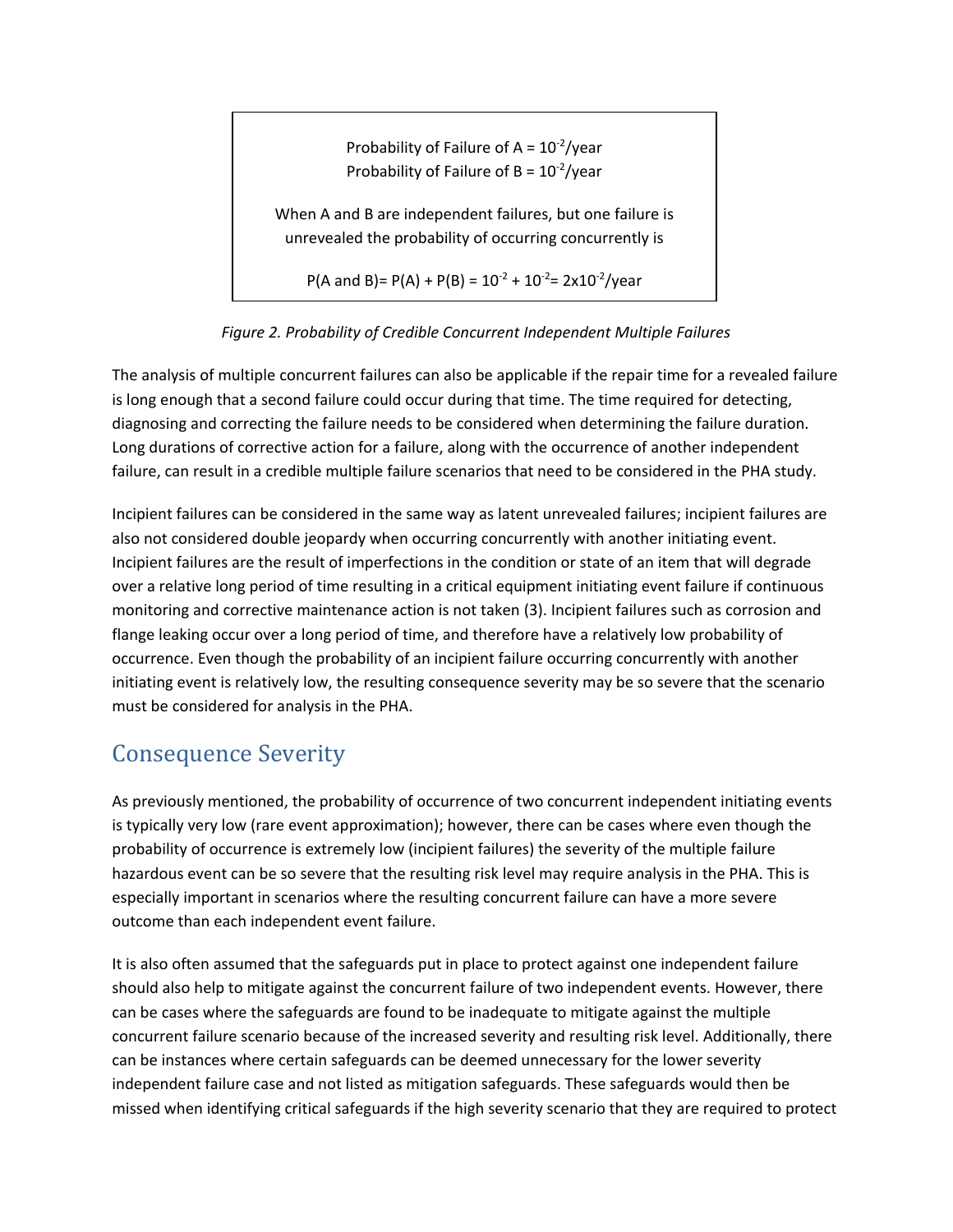Probability of Failure of A = $10^{-2}$/year
Probability of Failure of B = $10^{-2}$/year

When A and B are independent failures, but one failure is unrevealed the probability of occurring concurrently is

$$P(A \text{ and } B) = P(A) + P(B) = 10^{-2} + 10^{-2} = 2 \times 10^{-2}/\text{year}$$

*Figure 2. Probability of Credible Concurrent Independent Multiple Failures*

The analysis of multiple concurrent failures can also be applicable if the repair time for a revealed failure is long enough that a second failure could occur during that time. The time required for detecting, diagnosing and correcting the failure needs to be considered when determining the failure duration. Long durations of corrective action for a failure, along with the occurrence of another independent failure, can result in a credible multiple failure scenarios that need to be considered in the PHA study.

Incipient failures can be considered in the same way as latent unrevealed failures; incipient failures are also not considered double jeopardy when occurring concurrently with another initiating event. Incipient failures are the result of imperfections in the condition or state of an item that will degrade over a relative long period of time resulting in a critical equipment initiating event failure if continuous monitoring and corrective maintenance action is not taken (3). Incipient failures such as corrosion and flange leaking occur over a long period of time, and therefore have a relatively low probability of occurrence. Even though the probability of an incipient failure occurring concurrently with another initiating event is relatively low, the resulting consequence severity may be so severe that the scenario must be considered for analysis in the PHA.

## Consequence Severity

As previously mentioned, the probability of occurrence of two concurrent independent initiating events is typically very low (rare event approximation); however, there can be cases where even though the probability of occurrence is extremely low (incipient failures) the severity of the multiple failure hazardous event can be so severe that the resulting risk level may require analysis in the PHA. This is especially important in scenarios where the resulting concurrent failure can have a more severe outcome than each independent event failure.

It is also often assumed that the safeguards put in place to protect against one independent failure should also help to mitigate against the concurrent failure of two independent events. However, there can be cases where the safeguards are found to be inadequate to mitigate against the multiple concurrent failure scenario because of the increased severity and resulting risk level. Additionally, there can be instances where certain safeguards can be deemed unnecessary for the lower severity independent failure case and not listed as mitigation safeguards. These safeguards would then be missed when identifying critical safeguards if the high severity scenario that they are required to protect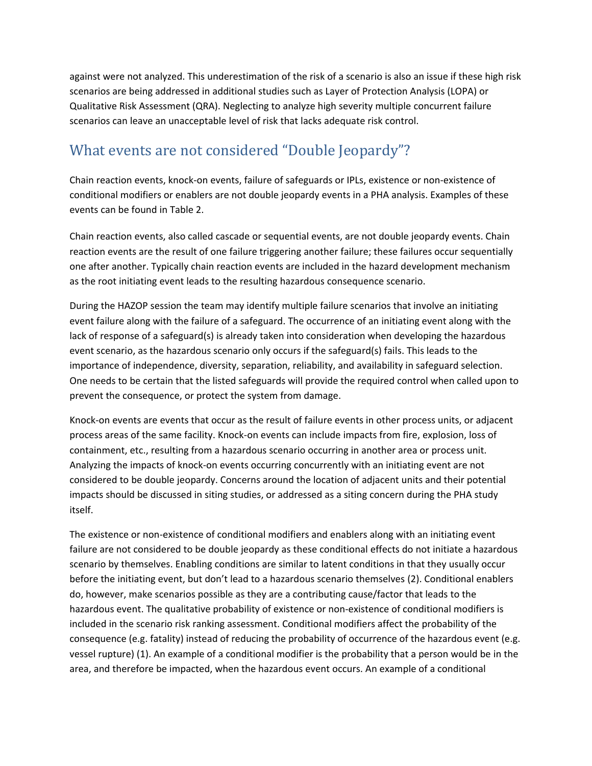against were not analyzed. This underestimation of the risk of a scenario is also an issue if these high risk scenarios are being addressed in additional studies such as Layer of Protection Analysis (LOPA) or Qualitative Risk Assessment (QRA). Neglecting to analyze high severity multiple concurrent failure scenarios can leave an unacceptable level of risk that lacks adequate risk control.

## What events are not considered "Double Jeopardy"?

Chain reaction events, knock-on events, failure of safeguards or IPLs, existence or non-existence of conditional modifiers or enablers are not double jeopardy events in a PHA analysis. Examples of these events can be found in Table 2.

Chain reaction events, also called cascade or sequential events, are not double jeopardy events. Chain reaction events are the result of one failure triggering another failure; these failures occur sequentially one after another. Typically chain reaction events are included in the hazard development mechanism as the root initiating event leads to the resulting hazardous consequence scenario.

During the HAZOP session the team may identify multiple failure scenarios that involve an initiating event failure along with the failure of a safeguard. The occurrence of an initiating event along with the lack of response of a safeguard(s) is already taken into consideration when developing the hazardous event scenario, as the hazardous scenario only occurs if the safeguard(s) fails. This leads to the importance of independence, diversity, separation, reliability, and availability in safeguard selection. One needs to be certain that the listed safeguards will provide the required control when called upon to prevent the consequence, or protect the system from damage.

Knock-on events are events that occur as the result of failure events in other process units, or adjacent process areas of the same facility. Knock-on events can include impacts from fire, explosion, loss of containment, etc., resulting from a hazardous scenario occurring in another area or process unit. Analyzing the impacts of knock-on events occurring concurrently with an initiating event are not considered to be double jeopardy. Concerns around the location of adjacent units and their potential impacts should be discussed in siting studies, or addressed as a siting concern during the PHA study itself.

The existence or non-existence of conditional modifiers and enablers along with an initiating event failure are not considered to be double jeopardy as these conditional effects do not initiate a hazardous scenario by themselves. Enabling conditions are similar to latent conditions in that they usually occur before the initiating event, but don't lead to a hazardous scenario themselves (2). Conditional enablers do, however, make scenarios possible as they are a contributing cause/factor that leads to the hazardous event. The qualitative probability of existence or non-existence of conditional modifiers is included in the scenario risk ranking assessment. Conditional modifiers affect the probability of the consequence (e.g. fatality) instead of reducing the probability of occurrence of the hazardous event (e.g. vessel rupture) (1). An example of a conditional modifier is the probability that a person would be in the area, and therefore be impacted, when the hazardous event occurs. An example of a conditional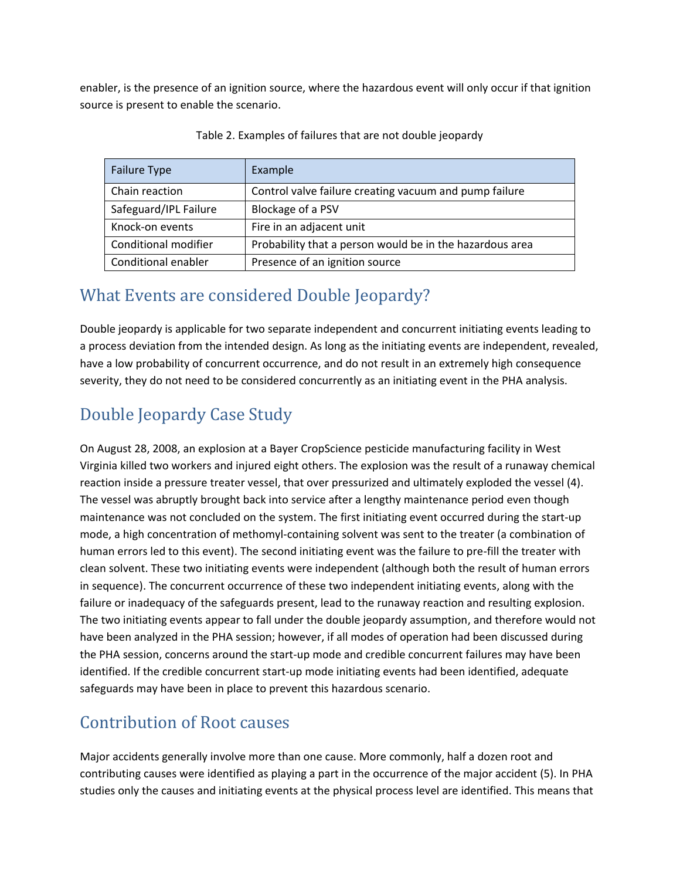enabler, is the presence of an ignition source, where the hazardous event will only occur if that ignition source is present to enable the scenario.

Table 2. Examples of failures that are not double jeopardy

| Failure Type | Example |
|---|---|
| Chain reaction | Control valve failure creating vacuum and pump failure |
| Safeguard/IPL Failure | Blockage of a PSV |
| Knock-on events | Fire in an adjacent unit |
| Conditional modifier | Probability that a person would be in the hazardous area |
| Conditional enabler | Presence of an ignition source |

## What Events are considered Double Jeopardy?

Double jeopardy is applicable for two separate independent and concurrent initiating events leading to a process deviation from the intended design. As long as the initiating events are independent, revealed, have a low probability of concurrent occurrence, and do not result in an extremely high consequence severity, they do not need to be considered concurrently as an initiating event in the PHA analysis.

## Double Jeopardy Case Study

On August 28, 2008, an explosion at a Bayer CropScience pesticide manufacturing facility in West Virginia killed two workers and injured eight others. The explosion was the result of a runaway chemical reaction inside a pressure treater vessel, that over pressurized and ultimately exploded the vessel (4). The vessel was abruptly brought back into service after a lengthy maintenance period even though maintenance was not concluded on the system. The first initiating event occurred during the start-up mode, a high concentration of methomyl-containing solvent was sent to the treater (a combination of human errors led to this event). The second initiating event was the failure to pre-fill the treater with clean solvent. These two initiating events were independent (although both the result of human errors in sequence). The concurrent occurrence of these two independent initiating events, along with the failure or inadequacy of the safeguards present, lead to the runaway reaction and resulting explosion. The two initiating events appear to fall under the double jeopardy assumption, and therefore would not have been analyzed in the PHA session; however, if all modes of operation had been discussed during the PHA session, concerns around the start-up mode and credible concurrent failures may have been identified. If the credible concurrent start-up mode initiating events had been identified, adequate safeguards may have been in place to prevent this hazardous scenario.

## Contribution of Root causes

Major accidents generally involve more than one cause. More commonly, half a dozen root and contributing causes were identified as playing a part in the occurrence of the major accident (5). In PHA studies only the causes and initiating events at the physical process level are identified. This means that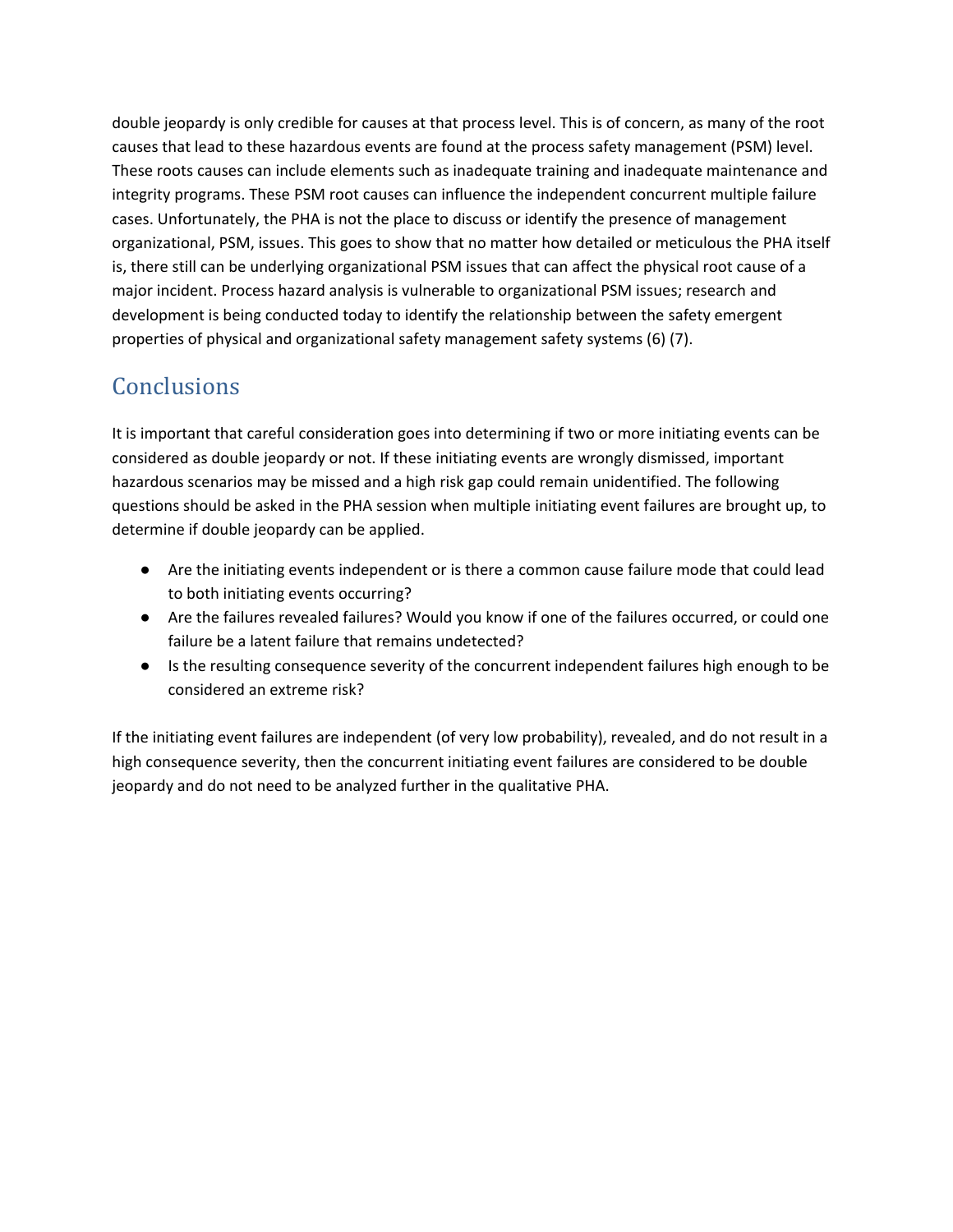double jeopardy is only credible for causes at that process level. This is of concern, as many of the root causes that lead to these hazardous events are found at the process safety management (PSM) level. These roots causes can include elements such as inadequate training and inadequate maintenance and integrity programs. These PSM root causes can influence the independent concurrent multiple failure cases. Unfortunately, the PHA is not the place to discuss or identify the presence of management organizational, PSM, issues. This goes to show that no matter how detailed or meticulous the PHA itself is, there still can be underlying organizational PSM issues that can affect the physical root cause of a major incident. Process hazard analysis is vulnerable to organizational PSM issues; research and development is being conducted today to identify the relationship between the safety emergent properties of physical and organizational safety management safety systems (6) (7).

## Conclusions

It is important that careful consideration goes into determining if two or more initiating events can be considered as double jeopardy or not. If these initiating events are wrongly dismissed, important hazardous scenarios may be missed and a high risk gap could remain unidentified. The following questions should be asked in the PHA session when multiple initiating event failures are brought up, to determine if double jeopardy can be applied.

- Are the initiating events independent or is there a common cause failure mode that could lead to both initiating events occurring?
- Are the failures revealed failures? Would you know if one of the failures occurred, or could one failure be a latent failure that remains undetected?
- Is the resulting consequence severity of the concurrent independent failures high enough to be considered an extreme risk?

If the initiating event failures are independent (of very low probability), revealed, and do not result in a high consequence severity, then the concurrent initiating event failures are considered to be double jeopardy and do not need to be analyzed further in the qualitative PHA.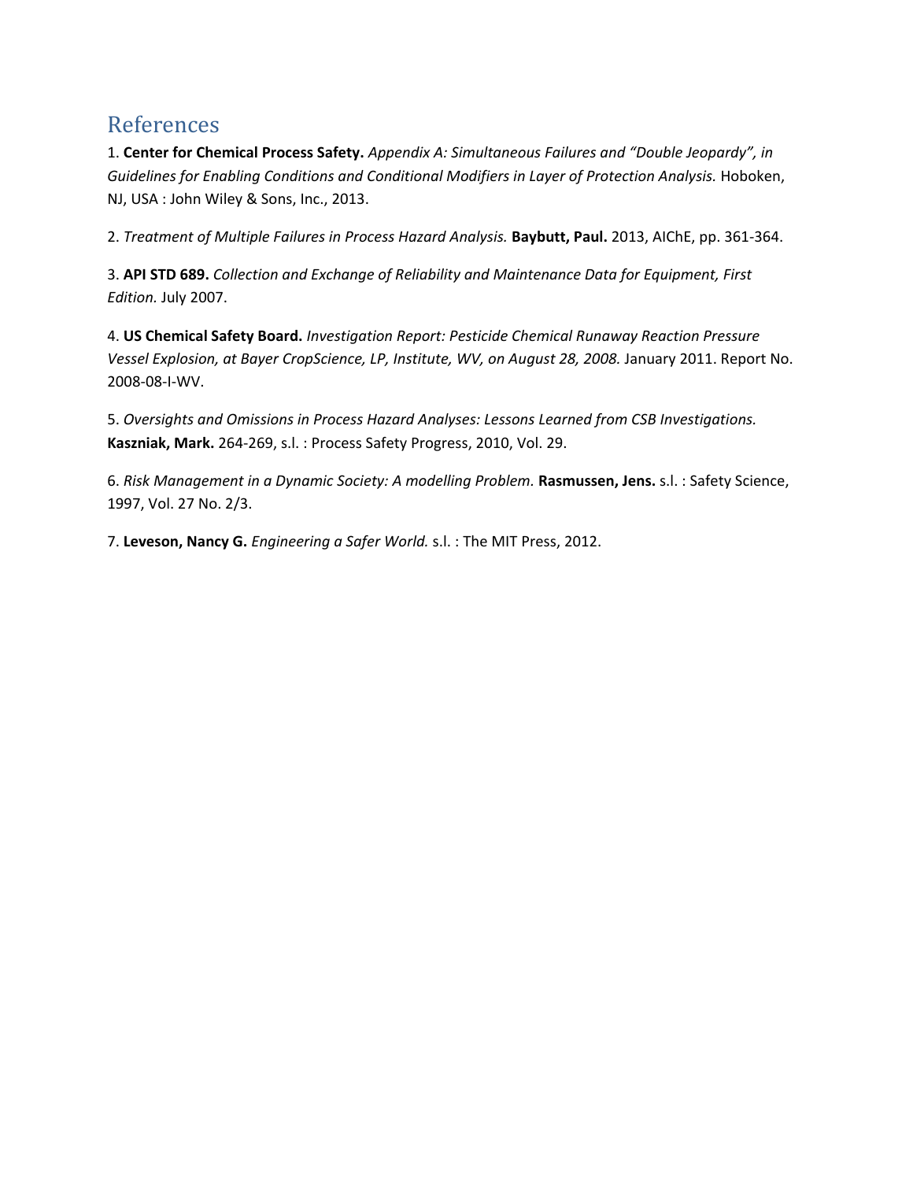## References

1. **Center for Chemical Process Safety.** *Appendix A: Simultaneous Failures and "Double Jeopardy", in Guidelines for Enabling Conditions and Conditional Modifiers in Layer of Protection Analysis.* Hoboken, NJ, USA : John Wiley & Sons, Inc., 2013.

2. *Treatment of Multiple Failures in Process Hazard Analysis.* **Baybutt, Paul.** 2013, AIChE, pp. 361-364.

3. **API STD 689.** *Collection and Exchange of Reliability and Maintenance Data for Equipment, First Edition.* July 2007.

4. **US Chemical Safety Board.** *Investigation Report: Pesticide Chemical Runaway Reaction Pressure Vessel Explosion, at Bayer CropScience, LP, Institute, WV, on August 28, 2008.* January 2011. Report No. 2008-08-I-WV.

5. *Oversights and Omissions in Process Hazard Analyses: Lessons Learned from CSB Investigations.* **Kaszniak, Mark.** 264-269, s.l. : Process Safety Progress, 2010, Vol. 29.

6. *Risk Management in a Dynamic Society: A modelling Problem.* **Rasmussen, Jens.** s.l. : Safety Science, 1997, Vol. 27 No. 2/3.

7. **Leveson, Nancy G.** *Engineering a Safer World.* s.l. : The MIT Press, 2012.